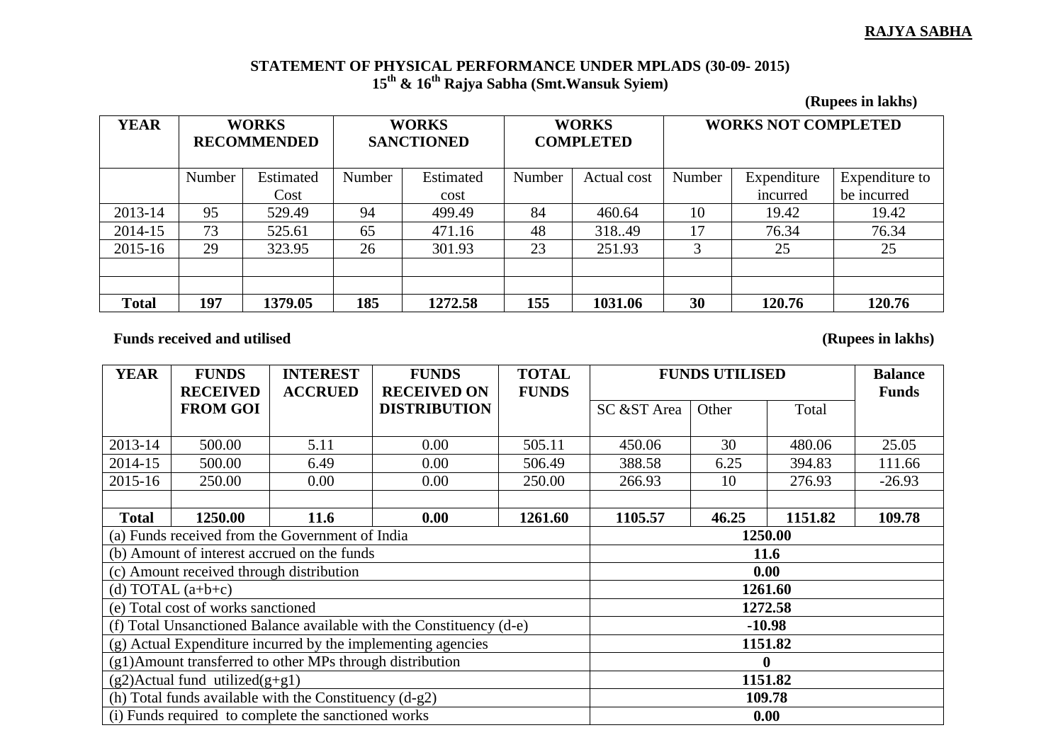**RAJYA SABHA**

**STATEMENT OF PHYSICAL PERFORMANCE UNDER MPLADS (30-09- 2015)**
**15th & 16th Rajya Sabha (Smt.Wansuk Syiem)**

**(Rupees in lakhs)**

| YEAR | WORKS RECOMMENDED | | WORKS SANCTIONED | | WORKS COMPLETED | | WORKS NOT COMPLETED | | |
|---|---|---|---|---|---|---|---|---|---|
| | Number | Estimated Cost | Number | Estimated cost | Number | Actual cost | Number | Expenditure incurred | Expenditure to be incurred |
| 2013-14 | 95 | 529.49 | 94 | 499.49 | 84 | 460.64 | 10 | 19.42 | 19.42 |
| 2014-15 | 73 | 525.61 | 65 | 471.16 | 48 | 318..49 | 17 | 76.34 | 76.34 |
| 2015-16 | 29 | 323.95 | 26 | 301.93 | 23 | 251.93 | 3 | 25 | 25 |
| | | | | | | | | | |
| | | | | | | | | | |
| **Total** | **197** | **1379.05** | **185** | **1272.58** | **155** | **1031.06** | **30** | **120.76** | **120.76** |

**Funds received and utilised** **(Rupees in lakhs)**

| YEAR | FUNDS RECEIVED FROM GOI | INTEREST ACCRUED | FUNDS RECEIVED ON DISTRIBUTION | TOTAL FUNDS | FUNDS UTILISED | | | Balance Funds |
|---|---|---|---|---|---|---|---|---|
| | | | | | SC &ST Area | Other | Total | |
| 2013-14 | 500.00 | 5.11 | 0.00 | 505.11 | 450.06 | 30 | 480.06 | 25.05 |
| 2014-15 | 500.00 | 6.49 | 0.00 | 506.49 | 388.58 | 6.25 | 394.83 | 111.66 |
| 2015-16 | 250.00 | 0.00 | 0.00 | 250.00 | 266.93 | 10 | 276.93 | -26.93 |
| | | | | | | | | |
| **Total** | **1250.00** | **11.6** | **0.00** | **1261.60** | **1105.57** | **46.25** | **1151.82** | **109.78** |

| Item | Amount |
|---|---|
| (a) Funds received from the Government of India | **1250.00** |
| (b) Amount of interest accrued on the funds | **11.6** |
| (c) Amount received through distribution | **0.00** |
| (d) TOTAL (a+b+c) | **1261.60** |
| (e) Total cost of works sanctioned | **1272.58** |
| (f) Total Unsanctioned Balance available with the Constituency (d-e) | **-10.98** |
| (g) Actual Expenditure incurred by the implementing agencies | **1151.82** |
| (g1)Amount transferred to other MPs through distribution | **0** |
| (g2)Actual fund utilized(g+g1) | **1151.82** |
| (h) Total funds available with the Constituency (d-g2) | **109.78** |
| (i) Funds required to complete the sanctioned works | **0.00** |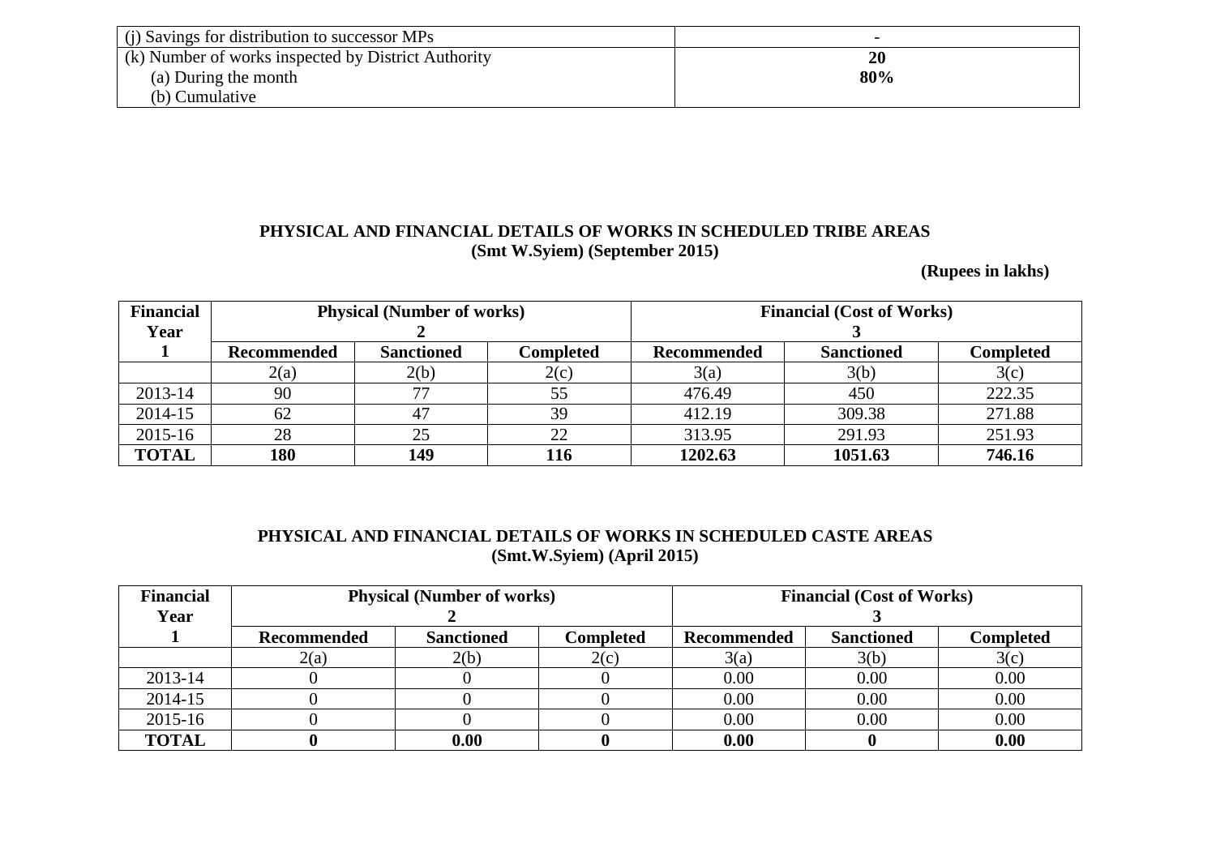| | |
|---|---|
| (j) Savings for distribution to successor MPs | - |
| (k) Number of works inspected by District Authority<br>(a) During the month<br>(b) Cumulative | **20**<br>**80%** |

**PHYSICAL AND FINANCIAL DETAILS OF WORKS IN SCHEDULED TRIBE AREAS**
**(Smt W.Syiem) (September 2015)**

**(Rupees in lakhs)**

| **Financial Year** | **Physical (Number of works)** | | | **Financial (Cost of Works)** | | |
|---|---|---|---|---|---|---|
| **1** | **2** | | | **3** | | |
| | **Recommended** | **Sanctioned** | **Completed** | **Recommended** | **Sanctioned** | **Completed** |
| | 2(a) | 2(b) | 2(c) | 3(a) | 3(b) | 3(c) |
| 2013-14 | 90 | 77 | 55 | 476.49 | 450 | 222.35 |
| 2014-15 | 62 | 47 | 39 | 412.19 | 309.38 | 271.88 |
| 2015-16 | 28 | 25 | 22 | 313.95 | 291.93 | 251.93 |
| **TOTAL** | **180** | **149** | **116** | **1202.63** | **1051.63** | **746.16** |

**PHYSICAL AND FINANCIAL DETAILS OF WORKS IN SCHEDULED CASTE AREAS**
**(Smt.W.Syiem) (April 2015)**

| **Financial Year** | **Physical (Number of works)** | | | **Financial (Cost of Works)** | | |
|---|---|---|---|---|---|---|
| **1** | **2** | | | **3** | | |
| | **Recommended** | **Sanctioned** | **Completed** | **Recommended** | **Sanctioned** | **Completed** |
| | 2(a) | 2(b) | 2(c) | 3(a) | 3(b) | 3(c) |
| 2013-14 | 0 | 0 | 0 | 0.00 | 0.00 | 0.00 |
| 2014-15 | 0 | 0 | 0 | 0.00 | 0.00 | 0.00 |
| 2015-16 | 0 | 0 | 0 | 0.00 | 0.00 | 0.00 |
| **TOTAL** | **0** | **0.00** | **0** | **0.00** | **0** | **0.00** |